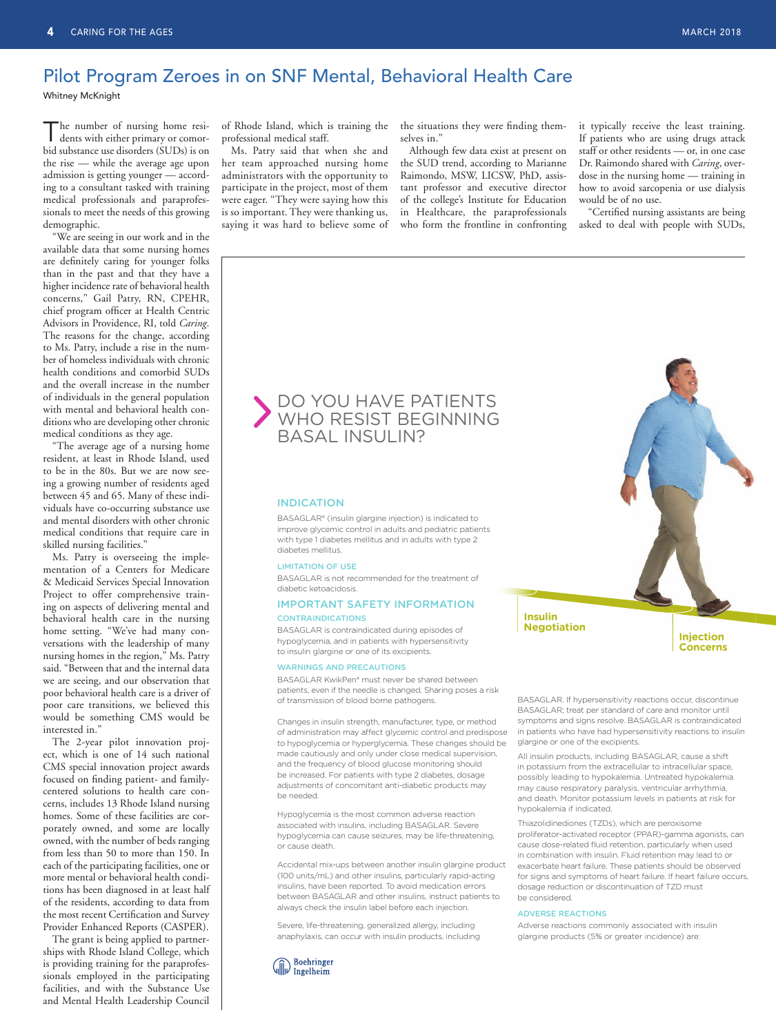# Pilot Program Zeroes in on SNF Mental, Behavioral Health Care

Whitney McKnight

The number of nursing home residents with either primary or comorbid substance use disorders (SUDs) is on the rise — while the average age upon admission is getting younger — according to a consultant tasked with training medical professionals and paraprofessionals to meet the needs of this growing demographic.

"We are seeing in our work and in the available data that some nursing homes are definitely caring for younger folks than in the past and that they have a higher incidence rate of behavioral health concerns," Gail Patry, RN, CPEHR, chief program officer at Health Centric Advisors in Providence, RI, told *Caring*. The reasons for the change, according to Ms. Patry, include a rise in the number of homeless individuals with chronic health conditions and comorbid SUDs and the overall increase in the number of individuals in the general population with mental and behavioral health conditions who are developing other chronic medical conditions as they age.

"The average age of a nursing home resident, at least in Rhode Island, used to be in the 80s. But we are now seeing a growing number of residents aged between 45 and 65. Many of these individuals have co-occurring substance use and mental disorders with other chronic medical conditions that require care in skilled nursing facilities."

Ms. Patry is overseeing the implementation of a Centers for Medicare & Medicaid Services Special Innovation Project to offer comprehensive training on aspects of delivering mental and behavioral health care in the nursing home setting. "We've had many conversations with the leadership of many nursing homes in the region," Ms. Patry said. "Between that and the internal data we are seeing, and our observation that poor behavioral health care is a driver of poor care transitions, we believed this would be something CMS would be interested in."

The 2-year pilot innovation project, which is one of 14 such national CMS special innovation project awards focused on finding patient- and family-centered solutions to health care concerns, includes 13 Rhode Island nursing homes. Some of these facilities are corporately owned, and some are locally owned, with the number of beds ranging from less than 50 to more than 150. In each of the participating facilities, one or more mental or behavioral health conditions has been diagnosed in at least half of the residents, according to data from the most recent Certification and Survey Provider Enhanced Reports (CASPER).

The grant is being applied to partnerships with Rhode Island College, which is providing training for the paraprofessionals employed in the participating facilities, and with the Substance Use and Mental Health Leadership Council of Rhode Island, which is training the professional medical staff.

Ms. Patry said that when she and her team approached nursing home administrators with the opportunity to participate in the project, most of them were eager. "They were saying how this is so important. They were thanking us, saying it was hard to believe some of the situations they were finding themselves in."

Although few data exist at present on the SUD trend, according to Marianne Raimondo, MSW, LICSW, PhD, assistant professor and executive director of the college's Institute for Education in Healthcare, the paraprofessionals who form the frontline in confronting it typically receive the least training. If patients who are using drugs attack staff or other residents — or, in one case Dr. Raimondo shared with *Caring*, overdose in the nursing home — training in how to avoid sarcopenia or use dialysis would be of no use.

"Certified nursing assistants are being asked to deal with people with SUDs,

DO YOU HAVE PATIENTS WHO RESIST BEGINNING BASAL INSULIN?

Insulin Negotiation

Injection Concerns

**INDICATION**

BASAGLAR® (insulin glargine injection) is indicated to improve glycemic control in adults and pediatric patients with type 1 diabetes mellitus and in adults with type 2 diabetes mellitus.

**LIMITATION OF USE**

BASAGLAR is not recommended for the treatment of diabetic ketoacidosis.

**IMPORTANT SAFETY INFORMATION**

**CONTRAINDICATIONS**

BASAGLAR is contraindicated during episodes of hypoglycemia, and in patients with hypersensitivity to insulin glargine or one of its excipients.

**WARNINGS AND PRECAUTIONS**

BASAGLAR KwikPen® must never be shared between patients, even if the needle is changed. Sharing poses a risk of transmission of blood borne pathogens.

Changes in insulin strength, manufacturer, type, or method of administration may affect glycemic control and predispose to hypoglycemia or hyperglycemia. These changes should be made cautiously and only under close medical supervision, and the frequency of blood glucose monitoring should be increased. For patients with type 2 diabetes, dosage adjustments of concomitant anti-diabetic products may be needed.

Hypoglycemia is the most common adverse reaction associated with insulins, including BASAGLAR. Severe hypoglycemia can cause seizures, may be life-threatening, or cause death.

Accidental mix-ups between another insulin glargine product (100 units/mL) and other insulins, particularly rapid-acting insulins, have been reported. To avoid medication errors between BASAGLAR and other insulins, instruct patients to always check the insulin label before each injection.

Severe, life-threatening, generalized allergy, including anaphylaxis, can occur with insulin products, including BASAGLAR. If hypersensitivity reactions occur, discontinue BASAGLAR; treat per standard of care and monitor until symptoms and signs resolve. BASAGLAR is contraindicated in patients who have had hypersensitivity reactions to insulin glargine or one of the excipients.

All insulin products, including BASAGLAR, cause a shift in potassium from the extracellular to intracellular space, possibly leading to hypokalemia. Untreated hypokalemia may cause respiratory paralysis, ventricular arrhythmia, and death. Monitor potassium levels in patients at risk for hypokalemia if indicated.

Thiazolidinediones (TZDs), which are peroxisome proliferator-activated receptor (PPAR)-gamma agonists, can cause dose-related fluid retention, particularly when used in combination with insulin. Fluid retention may lead to or exacerbate heart failure. These patients should be observed for signs and symptoms of heart failure. If heart failure occurs, dosage reduction or discontinuation of TZD must be considered.

**ADVERSE REACTIONS**

Adverse reactions commonly associated with insulin glargine products (5% or greater incidence) are:

Boehringer Ingelheim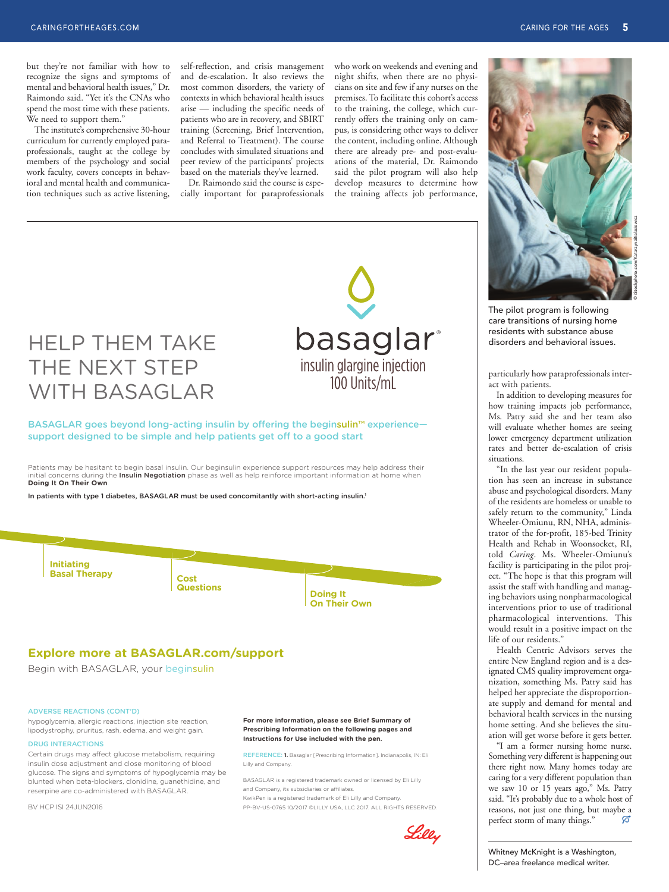but they're not familiar with how to recognize the signs and symptoms of mental and behavioral health issues," Dr. Raimondo said. "Yet it's the CNAs who spend the most time with these patients. We need to support them."

The institute's comprehensive 30-hour curriculum for currently employed paraprofessionals, taught at the college by members of the psychology and social work faculty, covers concepts in behavioral and mental health and communication techniques such as active listening, self-reflection, and crisis management and de-escalation. It also reviews the most common disorders, the variety of contexts in which behavioral health issues arise — including the specific needs of patients who are in recovery, and SBIRT training (Screening, Brief Intervention, and Referral to Treatment). The course concludes with simulated situations and peer review of the participants' projects based on the materials they've learned.

Dr. Raimondo said the course is especially important for paraprofessionals who work on weekends and evening and night shifts, when there are no physicians on site and few if any nurses on the premises. To facilitate this cohort's access to the training, the college, which currently offers the training only on campus, is considering other ways to deliver the content, including online. Although there are already pre- and post-evaluations of the material, Dr. Raimondo said the pilot program will also help develop measures to determine how the training affects job performance, particularly how paraprofessionals interact with patients.

The pilot program is following care transitions of nursing home residents with substance abuse disorders and behavioral issues.

In addition to developing measures for how training impacts job performance, Ms. Patry said she and her team also will evaluate whether homes are seeing lower emergency department utilization rates and better de-escalation of crisis situations.

"In the last year our resident population has seen an increase in substance abuse and psychological disorders. Many of the residents are homeless or unable to safely return to the community," Linda Wheeler-Omiunu, RN, NHA, administrator of the for-profit, 185-bed Trinity Health and Rehab in Woonsocket, RI, told *Caring*. Ms. Wheeler-Omiunu's facility is participating in the pilot project. "The hope is that this program will assist the staff with handling and managing behaviors using nonpharmacological interventions prior to use of traditional pharmacological interventions. This would result in a positive impact on the life of our residents."

Health Centric Advisors serves the entire New England region and is a designated CMS quality improvement organization, something Ms. Patry said has helped her appreciate the disproportionate supply and demand for mental and behavioral health services in the nursing home setting. And she believes the situation will get worse before it gets better.

"I am a former nursing home nurse. Something very different is happening out there right now. Many homes today are caring for a very different population than we saw 10 or 15 years ago," Ms. Patry said. "It's probably due to a whole host of reasons, not just one thing, but maybe a perfect storm of many things."

Whitney McKnight is a Washington, DC–area freelance medical writer.

# HELP THEM TAKE THE NEXT STEP WITH BASAGLAR

basaglar®
insulin glargine injection
100 Units/mL

**BASAGLAR goes beyond long-acting insulin by offering the beginsulin™ experience—support designed to be simple and help patients get off to a good start**

Patients may be hesitant to begin basal insulin. Our beginsulin experience support resources may help address their initial concerns during the **Insulin Negotiation** phase as well as help reinforce important information at home when **Doing It On Their Own**.

**In patients with type 1 diabetes, BASAGLAR must be used concomitantly with short-acting insulin.**[1]

**Initiating Basal Therapy**

**Cost Questions**

**Doing It On Their Own**

**Explore more at BASAGLAR.com/support**

Begin with BASAGLAR, your beginsulin

ADVERSE REACTIONS (CONT'D)

hypoglycemia, allergic reactions, injection site reaction, lipodystrophy, pruritus, rash, edema, and weight gain.

DRUG INTERACTIONS

Certain drugs may affect glucose metabolism, requiring insulin dose adjustment and close monitoring of blood glucose. The signs and symptoms of hypoglycemia may be blunted when beta-blockers, clonidine, guanethidine, and reserpine are co-administered with BASAGLAR.

BV HCP ISI 24JUN2016

**For more information, please see Brief Summary of Prescribing Information on the following pages and Instructions for Use included with the pen.**

REFERENCE: **1.** Basaglar [Prescribing Information]. Indianapolis, IN: Eli Lilly and Company.

BASAGLAR is a registered trademark owned or licensed by Eli Lilly and Company, its subsidiaries or affiliates.
KwikPen is a registered trademark of Eli Lilly and Company.
PP-BV-US-0765 10/2017 ©LILLY USA, LLC 2017. ALL RIGHTS RESERVED.

Lilly